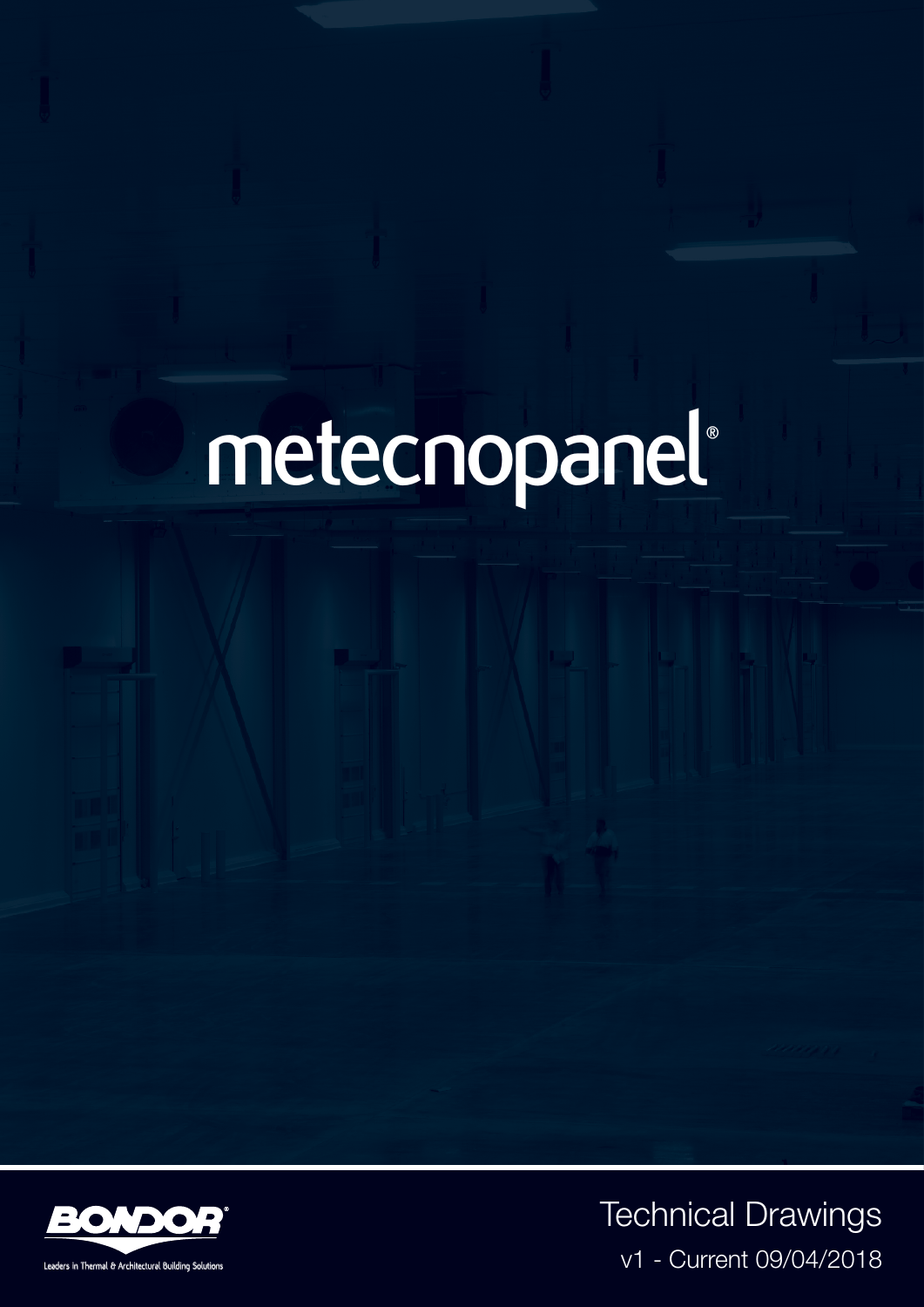# metecnopanel®

BONDOR®

Leaders in Thermal & Architectural Building Solutions

## Technical Drawings

v1 - Current 09/04/2018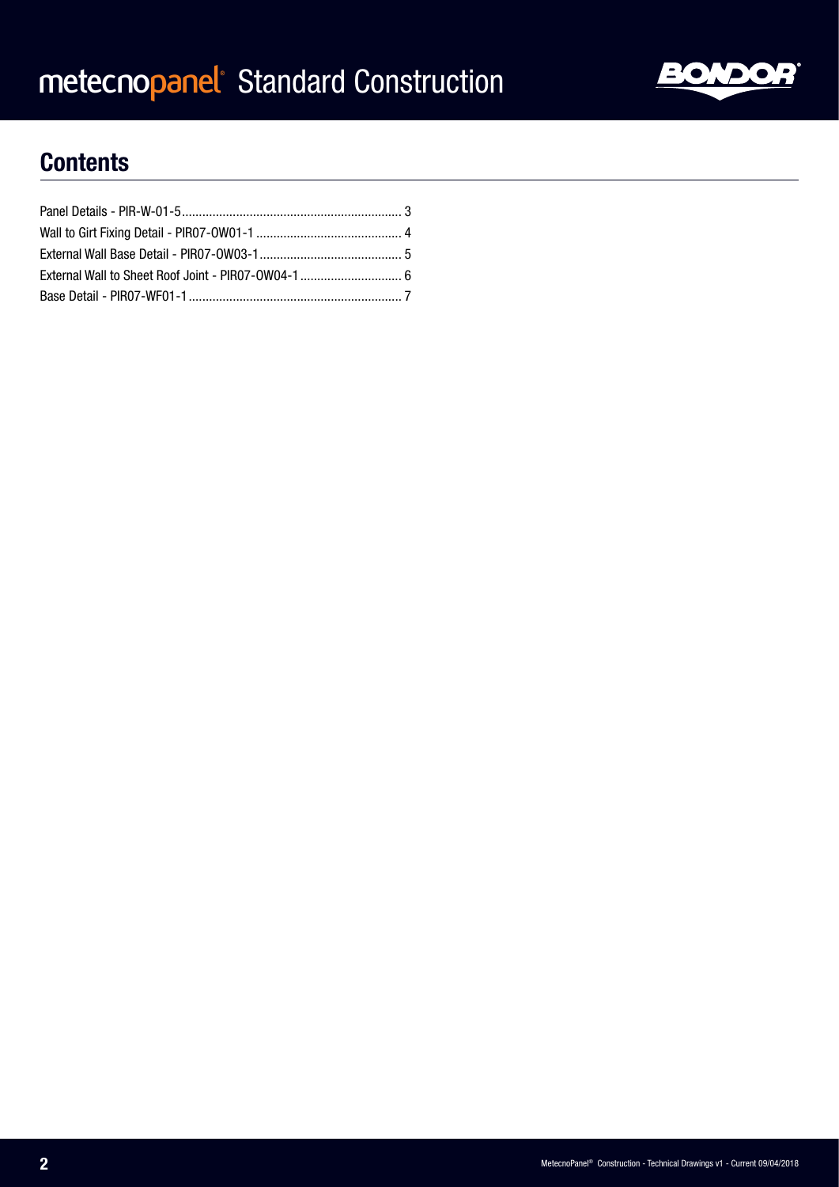# metecnopanel® Standard Construction

## Contents

Panel Details - PIR-W-01-5 .................................................................. 3
Wall to Girt Fixing Detail - PIR07-OW01-1 ........................................... 4
External Wall Base Detail - PIR07-OW03-1 .......................................... 5
External Wall to Sheet Roof Joint - PIR07-OW04-1 ............................. 6
Base Detail - PIR07-WF01-1 ............................................................... 7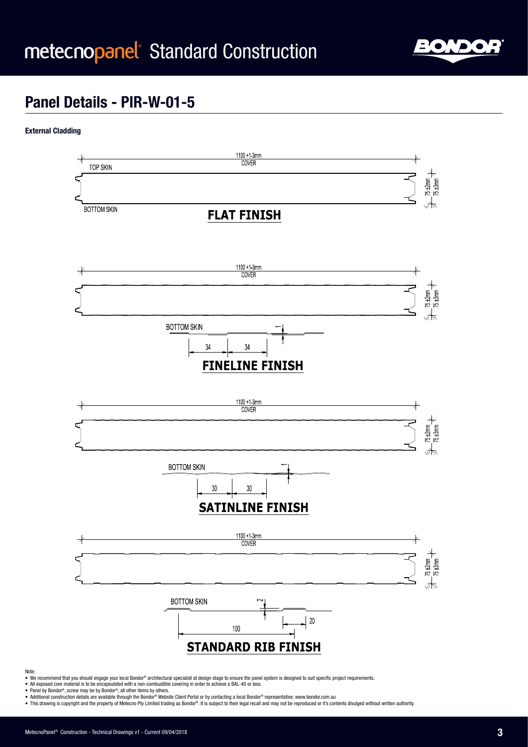# metecnopanel® Standard Construction

## Panel Details - PIR-W-01-5

**External Cladding**

1100 +1-3mm COVER

TOP SKIN

BOTTOM SKIN

75 ±2mm

75 ±3mm

**FLAT FINISH**

1100 +1-3mm COVER

75 ±2mm

75 ±3mm

BOTTOM SKIN

34 34

**FINELINE FINISH**

1100 +1-3mm COVER

75 ±2mm

75 ±3mm

BOTTOM SKIN

30 30

**SATINLINE FINISH**

1100 +1-3mm COVER

75 ±2mm

75 ±3mm

BOTTOM SKIN

2

100

20

**STANDARD RIB FINISH**

Note:

- We recommend that you should engage your local Bondor® architectural specialist at design stage to ensure the panel system is designed to suit specific project requirements.
- All exposed core material is to be encapsulated with a non-combustible covering in order to achieve a BAL-40 or less.
- Panel by Bondor®, screw may be by Bondor®, all other items by others.
- Additional construction details are available through the Bondor® Website Client Portal or by contacting a local Bondor® representative. www.bondor.com.au
- This drawing is copyright and the property of Metecno Pty Limited trading as Bondor®. It is subject to their legal recall and may not be reproduced or it's contents divulged without written authority.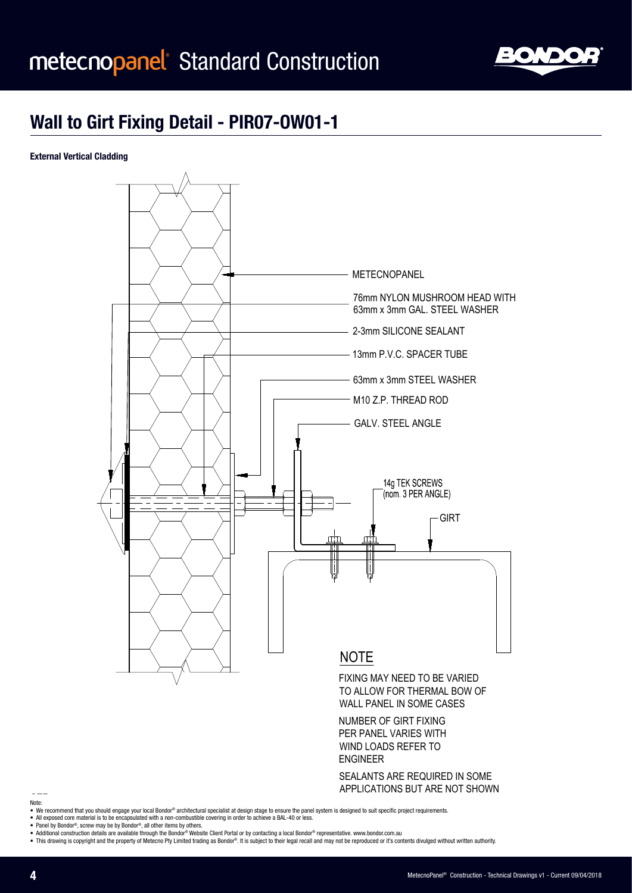# metecnopanel® Standard Construction

## Wall to Girt Fixing Detail - PIR07-OW01-1

**External Vertical Cladding**

METECNOPANEL

76mm NYLON MUSHROOM HEAD WITH 63mm x 3mm GAL. STEEL WASHER

2-3mm SILICONE SEALANT

13mm P.V.C. SPACER TUBE

63mm x 3mm STEEL WASHER

M10 Z.P. THREAD ROD

GALV. STEEL ANGLE

14g TEK SCREWS (nom. 3 PER ANGLE)

GIRT

NOTE

FIXING MAY NEED TO BE VARIED TO ALLOW FOR THERMAL BOW OF WALL PANEL IN SOME CASES

NUMBER OF GIRT FIXING PER PANEL VARIES WITH WIND LOADS REFER TO ENGINEER

SEALANTS ARE REQUIRED IN SOME APPLICATIONS BUT ARE NOT SHOWN

Note:

- We recommend that you should engage your local Bondor® architectural specialist at design stage to ensure the panel system is designed to suit specific project requirements.
- All exposed core material is to be encapsulated with a non-combustible covering in order to achieve a BAL-40 or less.
- Panel by Bondor®, screw may be by Bondor®, all other items by others.
- Additional construction details are available through the Bondor® Website Client Portal or by contacting a local Bondor® representative. www.bondor.com.au
- This drawing is copyright and the property of Metecno Pty Limited trading as Bondor®. It is subject to their legal recall and may not be reproduced or it's contents divulged without written authority.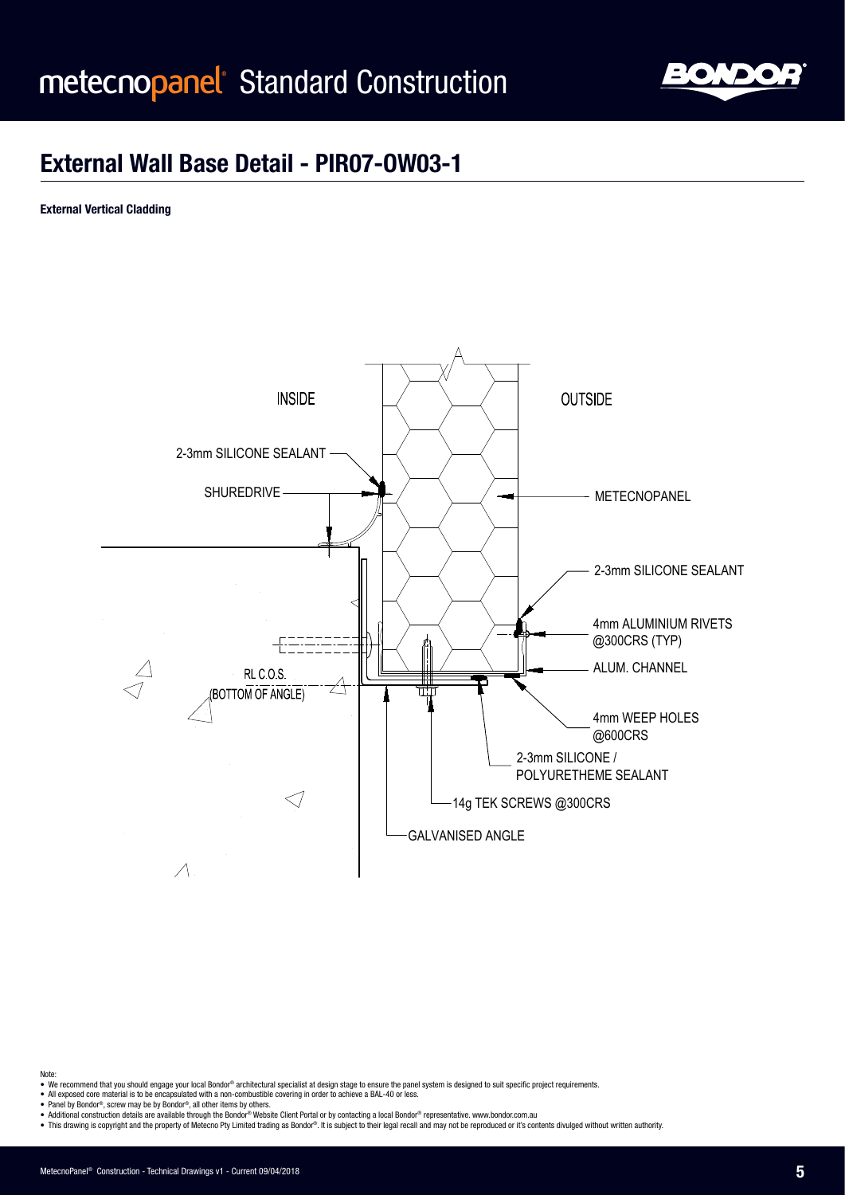# metecnopanel® Standard Construction

## External Wall Base Detail - PIR07-OW03-1

**External Vertical Cladding**

INSIDE

OUTSIDE

2-3mm SILICONE SEALANT

SHUREDRIVE

METECNOPANEL

2-3mm SILICONE SEALANT

4mm ALUMINIUM RIVETS @300CRS (TYP)

ALUM. CHANNEL

RL C.O.S. (BOTTOM OF ANGLE)

4mm WEEP HOLES @600CRS

2-3mm SILICONE / POLYURETHEME SEALANT

14g TEK SCREWS @300CRS

GALVANISED ANGLE

Note:

- We recommend that you should engage your local Bondor® architectural specialist at design stage to ensure the panel system is designed to suit specific project requirements.
- All exposed core material is to be encapsulated with a non-combustible covering in order to achieve a BAL-40 or less.
- Panel by Bondor®, screw may be by Bondor®, all other items by others.
- Additional construction details are available through the Bondor® Website Client Portal or by contacting a local Bondor® representative. www.bondor.com.au
- This drawing is copyright and the property of Metecno Pty Limited trading as Bondor®. It is subject to their legal recall and may not be reproduced or it's contents divulged without written authority.

MetecnoPanel® Construction - Technical Drawings v1 - Current 09/04/2018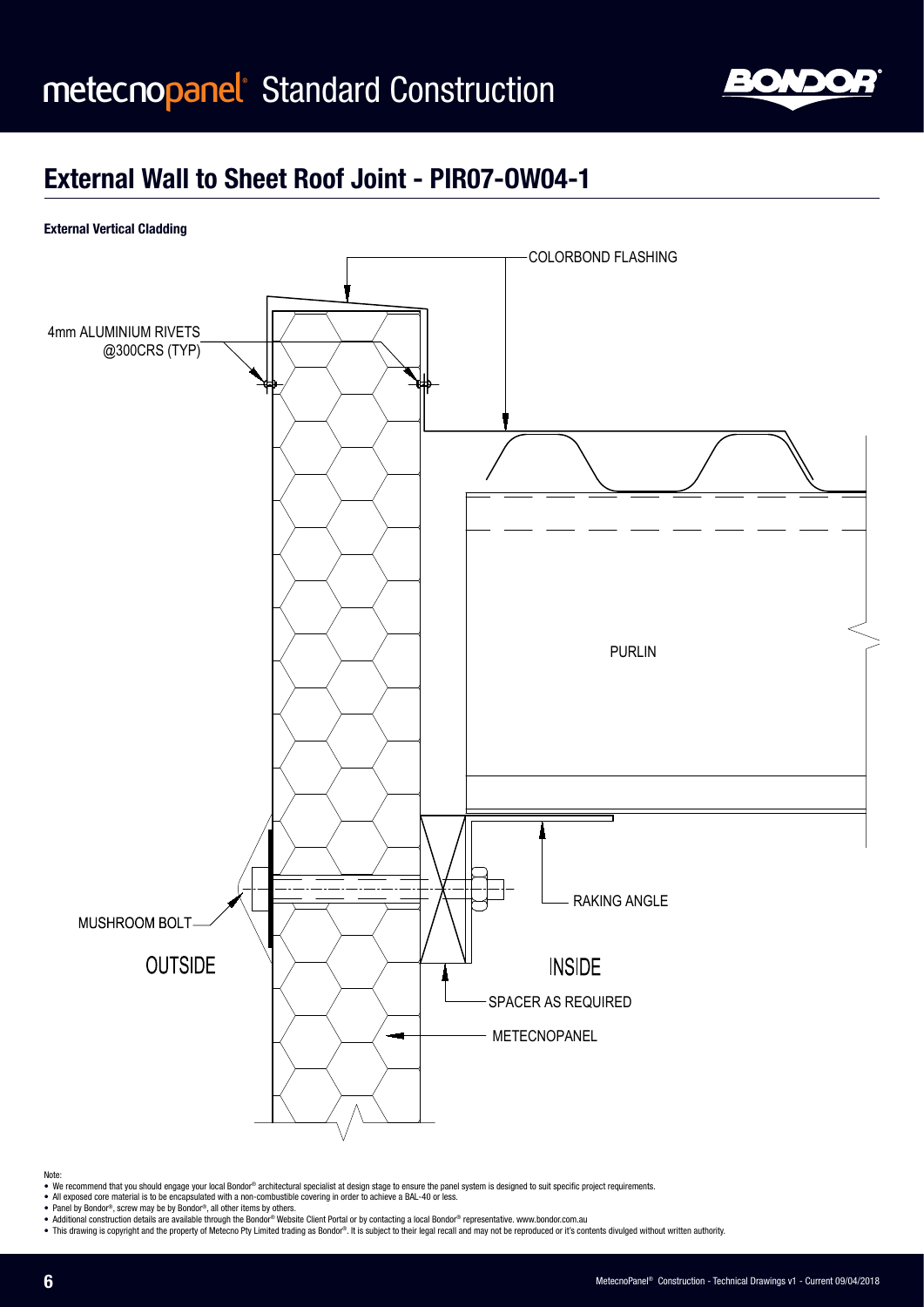## External Wall to Sheet Roof Joint - PIR07-OW04-1

**External Vertical Cladding**

COLORBOND FLASHING

4mm ALUMINIUM RIVETS @300CRS (TYP)

PURLIN

RAKING ANGLE

MUSHROOM BOLT

OUTSIDE

INSIDE

SPACER AS REQUIRED

METECNOPANEL

Note:

- We recommend that you should engage your local Bondor® architectural specialist at design stage to ensure the panel system is designed to suit specific project requirements.
- All exposed core material is to be encapsulated with a non-combustible covering in order to achieve a BAL-40 or less.
- Panel by Bondor®, screw may be by Bondor®, all other items by others.
- Additional construction details are available through the Bondor® Website Client Portal or by contacting a local Bondor® representative. www.bondor.com.au
- This drawing is copyright and the property of Metecno Pty Limited trading as Bondor®. It is subject to their legal recall and may not be reproduced or it's contents divulged without written authority.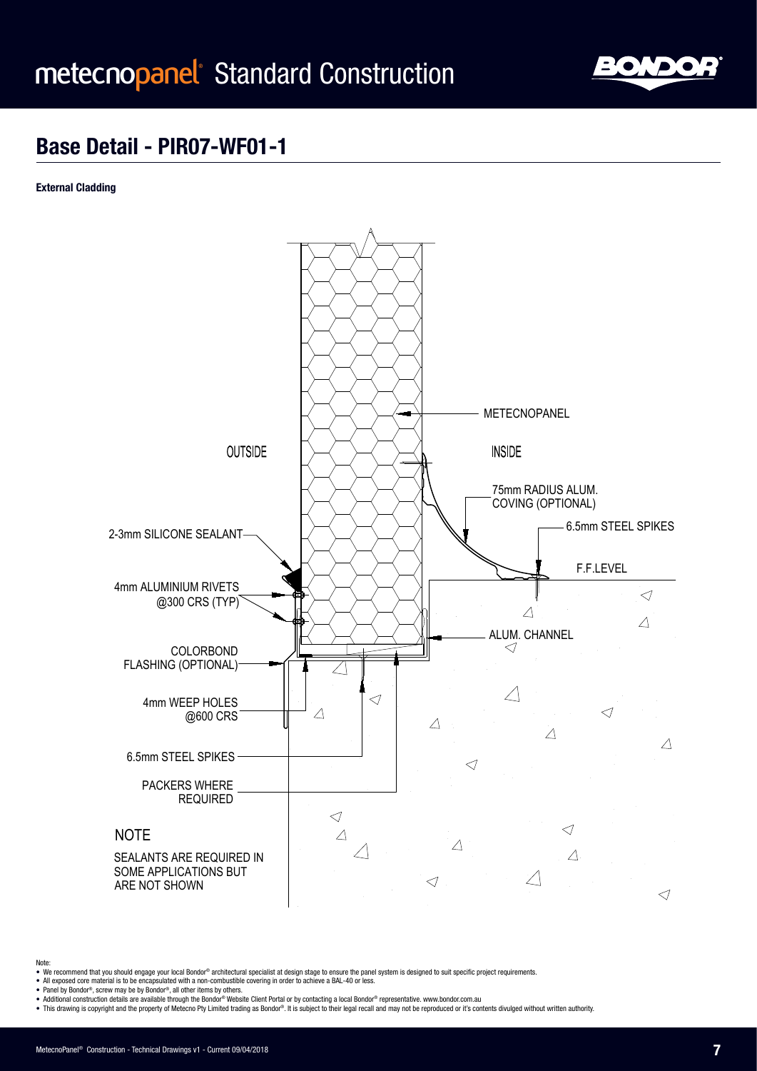# metecnopanel® Standard Construction

## Base Detail - PIR07-WF01-1

**External Cladding**

METECNOPANEL

OUTSIDE

INSIDE

75mm RADIUS ALUM. COVING (OPTIONAL)

6.5mm STEEL SPIKES

2-3mm SILICONE SEALANT

F.F.LEVEL

4mm ALUMINIUM RIVETS @300 CRS (TYP)

ALUM. CHANNEL

COLORBOND FLASHING (OPTIONAL)

4mm WEEP HOLES @600 CRS

6.5mm STEEL SPIKES

PACKERS WHERE REQUIRED

NOTE

SEALANTS ARE REQUIRED IN SOME APPLICATIONS BUT ARE NOT SHOWN

Note:

- We recommend that you should engage your local Bondor® architectural specialist at design stage to ensure the panel system is designed to suit specific project requirements.
- All exposed core material is to be encapsulated with a non-combustible covering in order to achieve a BAL-40 or less.
- Panel by Bondor®, screw may be by Bondor®, all other items by others.
- Additional construction details are available through the Bondor® Website Client Portal or by contacting a local Bondor® representative. www.bondor.com.au
- This drawing is copyright and the property of Metecno Pty Limited trading as Bondor®. It is subject to their legal recall and may not be reproduced or it's contents divulged without written authority.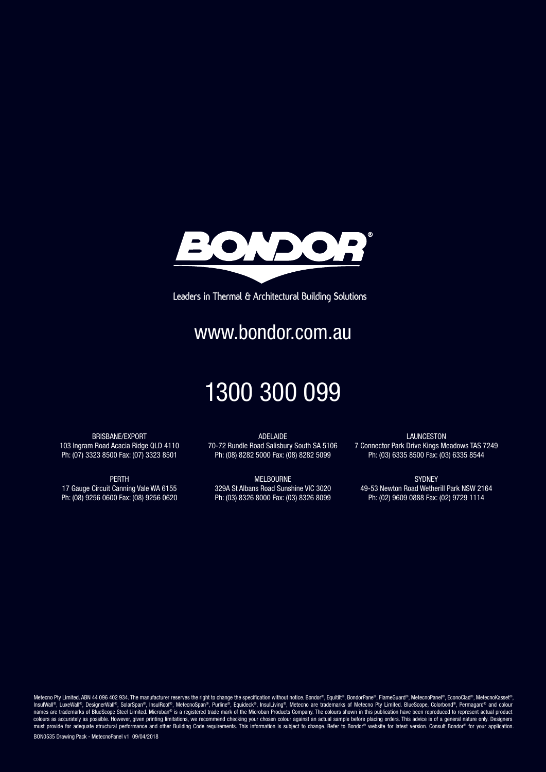BONDOR®

Leaders in Thermal & Architectural Building Solutions

www.bondor.com.au

1300 300 099

BRISBANE/EXPORT
103 Ingram Road Acacia Ridge QLD 4110
Ph: (07) 3323 8500 Fax: (07) 3323 8501

ADELAIDE
70-72 Rundle Road Salisbury South SA 5106
Ph: (08) 8282 5000 Fax: (08) 8282 5099

LAUNCESTON
7 Connector Park Drive Kings Meadows TAS 7249
Ph: (03) 6335 8500 Fax: (03) 6335 8544

PERTH
17 Gauge Circuit Canning Vale WA 6155
Ph: (08) 9256 0600 Fax: (08) 9256 0620

MELBOURNE
329A St Albans Road Sunshine VIC 3020
Ph: (03) 8326 8000 Fax: (03) 8326 8099

SYDNEY
49-53 Newton Road Wetherill Park NSW 2164
Ph: (02) 9609 0888 Fax: (02) 9729 1114

Metecno Pty Limited. ABN 44 096 402 934. The manufacturer reserves the right to change the specification without notice. Bondor®, Equitilt®, BondorPane®, FlameGuard®, MetecnoPanel®, EconoClad®, MetecnoKasset®, InsulWall®, LuxeWall®, DesignerWall®, SolarSpan®, InsulRoof®, MetecnoSpan®, Purline®, Equideck®, InsulLiving®, Metecno are trademarks of Metecno Pty Limited. BlueScope, Colorbond®, Permagard® and colour names are trademarks of BlueScope Steel Limited. Microban® is a registered trade mark of the Microban Products Company. The colours shown in this publication have been reproduced to represent actual product colours as accurately as possible. However, given printing limitations, we recommend checking your chosen colour against an actual sample before placing orders. This advice is of a general nature only. Designers must provide for adequate structural performance and other Building Code requirements. This information is subject to change. Refer to Bondor® website for latest version. Consult Bondor® for your application.

BON0535 Drawing Pack - MetecnoPanel v1 09/04/2018